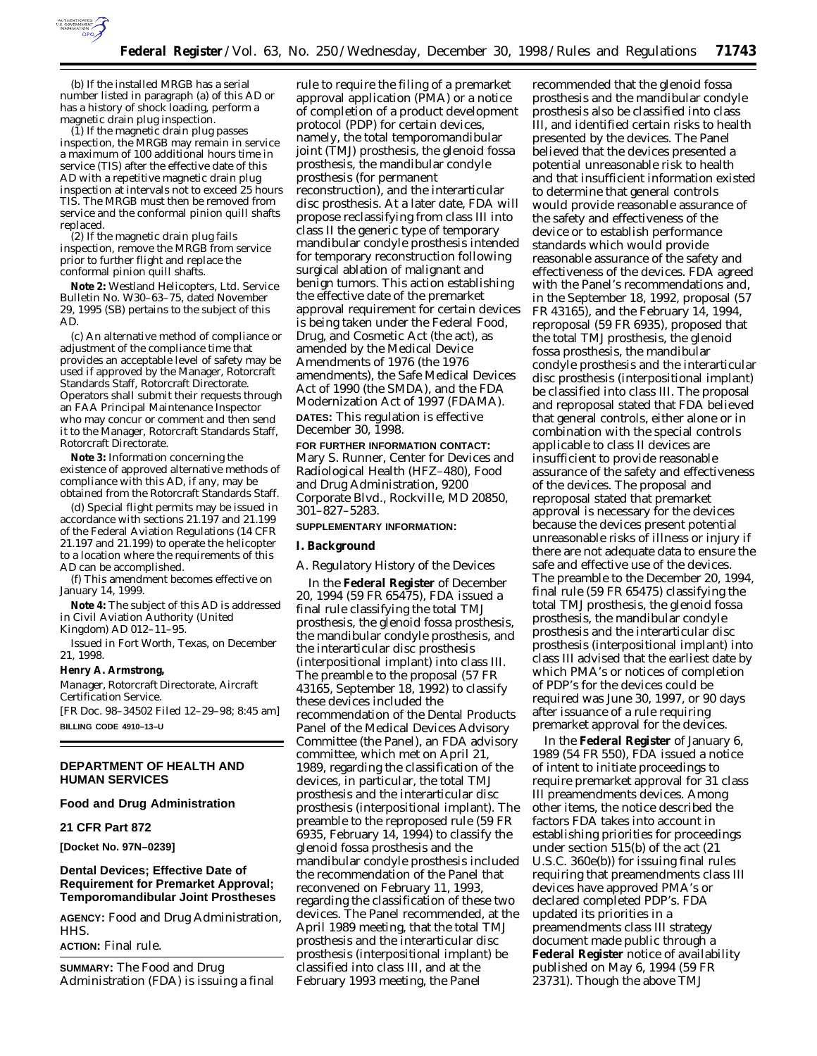(b) If the installed MRGB has a serial number listed in paragraph (a) of this AD or has a history of shock loading, perform a magnetic drain plug inspection.

(1) If the magnetic drain plug passes inspection, the MRGB may remain in service a maximum of 100 additional hours time in service (TIS) after the effective date of this AD with a repetitive magnetic drain plug inspection at intervals not to exceed 25 hours TIS. The MRGB must then be removed from service and the conformal pinion quill shafts replaced.

(2) If the magnetic drain plug fails inspection, remove the MRGB from service prior to further flight and replace the conformal pinion quill shafts.

**Note 2:** Westland Helicopters, Ltd. Service Bulletin No. W30–63–75, dated November 29, 1995 (SB) pertains to the subject of this AD.

(c) An alternative method of compliance or adjustment of the compliance time that provides an acceptable level of safety may be used if approved by the Manager, Rotorcraft Standards Staff, Rotorcraft Directorate. Operators shall submit their requests through an FAA Principal Maintenance Inspector who may concur or comment and then send it to the Manager, Rotorcraft Standards Staff, Rotorcraft Directorate.

**Note 3:** Information concerning the existence of approved alternative methods of compliance with this AD, if any, may be obtained from the Rotorcraft Standards Staff.

(d) Special flight permits may be issued in accordance with sections 21.197 and 21.199 of the Federal Aviation Regulations (14 CFR 21.197 and 21.199) to operate the helicopter to a location where the requirements of this AD can be accomplished.

(f) This amendment becomes effective on January 14, 1999.

**Note 4:** The subject of this AD is addressed in Civil Aviation Authority (United Kingdom) AD 012–11–95.

Issued in Fort Worth, Texas, on December 21, 1998.

**Henry A. Armstrong,**

*Manager, Rotorcraft Directorate, Aircraft Certification Service.*

[FR Doc. 98–34502 Filed 12–29–98; 8:45 am]

**BILLING CODE 4910–13–U**

---

## DEPARTMENT OF HEALTH AND HUMAN SERVICES

### Food and Drug Administration

### 21 CFR Part 872

**[Docket No. 97N–0239]**

### Dental Devices; Effective Date of Requirement for Premarket Approval; Temporomandibular Joint Prostheses

**AGENCY:** Food and Drug Administration, HHS.

**ACTION:** Final rule.

**SUMMARY:** The Food and Drug Administration (FDA) is issuing a final rule to require the filing of a premarket approval application (PMA) or a notice of completion of a product development protocol (PDP) for certain devices, namely, the total temporomandibular joint (TMJ) prosthesis, the glenoid fossa prosthesis, the mandibular condyle prosthesis (for permanent reconstruction), and the interarticular disc prosthesis. At a later date, FDA will propose reclassifying from class III into class II the generic type of temporary mandibular condyle prosthesis intended for temporary reconstruction following surgical ablation of malignant and benign tumors. This action establishing the effective date of the premarket approval requirement for certain devices is being taken under the Federal Food, Drug, and Cosmetic Act (the act), as amended by the Medical Device Amendments of 1976 (the 1976 amendments), the Safe Medical Devices Act of 1990 (the SMDA), and the FDA Modernization Act of 1997 (FDAMA).

**DATES:** This regulation is effective December 30, 1998.

**FOR FURTHER INFORMATION CONTACT:** Mary S. Runner, Center for Devices and Radiological Health (HFZ–480), Food and Drug Administration, 9200 Corporate Blvd., Rockville, MD 20850, 301–827–5283.

**SUPPLEMENTARY INFORMATION:**

**I. Background**

*A. Regulatory History of the Devices*

In the **Federal Register** of December 20, 1994 (59 FR 65475), FDA issued a final rule classifying the total TMJ prosthesis, the glenoid fossa prosthesis, the mandibular condyle prosthesis, and the interarticular disc prosthesis (interpositional implant) into class III. The preamble to the proposal (57 FR 43165, September 18, 1992) to classify these devices included the recommendation of the Dental Products Panel of the Medical Devices Advisory Committee (the Panel), an FDA advisory committee, which met on April 21, 1989, regarding the classification of the devices, in particular, the total TMJ prosthesis and the interarticular disc prosthesis (interpositional implant). The preamble to the reproposed rule (59 FR 6935, February 14, 1994) to classify the glenoid fossa prosthesis and the mandibular condyle prosthesis included the recommendation of the Panel that reconvened on February 11, 1993, regarding the classification of these two devices. The Panel recommended, at the April 1989 meeting, that the total TMJ prosthesis and the interarticular disc prosthesis (interpositional implant) be classified into class III, and at the February 1993 meeting, the Panel recommended that the glenoid fossa prosthesis and the mandibular condyle prosthesis also be classified into class III, and identified certain risks to health presented by the devices. The Panel believed that the devices presented a potential unreasonable risk to health and that insufficient information existed to determine that general controls would provide reasonable assurance of the safety and effectiveness of the device or to establish performance standards which would provide reasonable assurance of the safety and effectiveness of the devices. FDA agreed with the Panel's recommendations and, in the September 18, 1992, proposal (57 FR 43165), and the February 14, 1994, reproposal (59 FR 6935), proposed that the total TMJ prosthesis, the glenoid fossa prosthesis, the mandibular condyle prosthesis and the interarticular disc prosthesis (interpositional implant) be classified into class III. The proposal and reproposal stated that FDA believed that general controls, either alone or in combination with the special controls applicable to class II devices are insufficient to provide reasonable assurance of the safety and effectiveness of the devices. The proposal and reproposal stated that premarket approval is necessary for the devices because the devices present potential unreasonable risks of illness or injury if there are not adequate data to ensure the safe and effective use of the devices. The preamble to the December 20, 1994, final rule (59 FR 65475) classifying the total TMJ prosthesis, the glenoid fossa prosthesis, the mandibular condyle prosthesis and the interarticular disc prosthesis (interpositional implant) into class III advised that the earliest date by which PMA's or notices of completion of PDP's for the devices could be required was June 30, 1997, or 90 days after issuance of a rule requiring premarket approval for the devices.

In the **Federal Register** of January 6, 1989 (54 FR 550), FDA issued a notice of intent to initiate proceedings to require premarket approval for 31 class III preamendments devices. Among other items, the notice described the factors FDA takes into account in establishing priorities for proceedings under section 515(b) of the act (21 U.S.C. 360e(b)) for issuing final rules requiring that preamendments class III devices have approved PMA's or declared completed PDP's. FDA updated its priorities in a preamendments class III strategy document made public through a **Federal Register** notice of availability published on May 6, 1994 (59 FR 23731). Though the above TMJ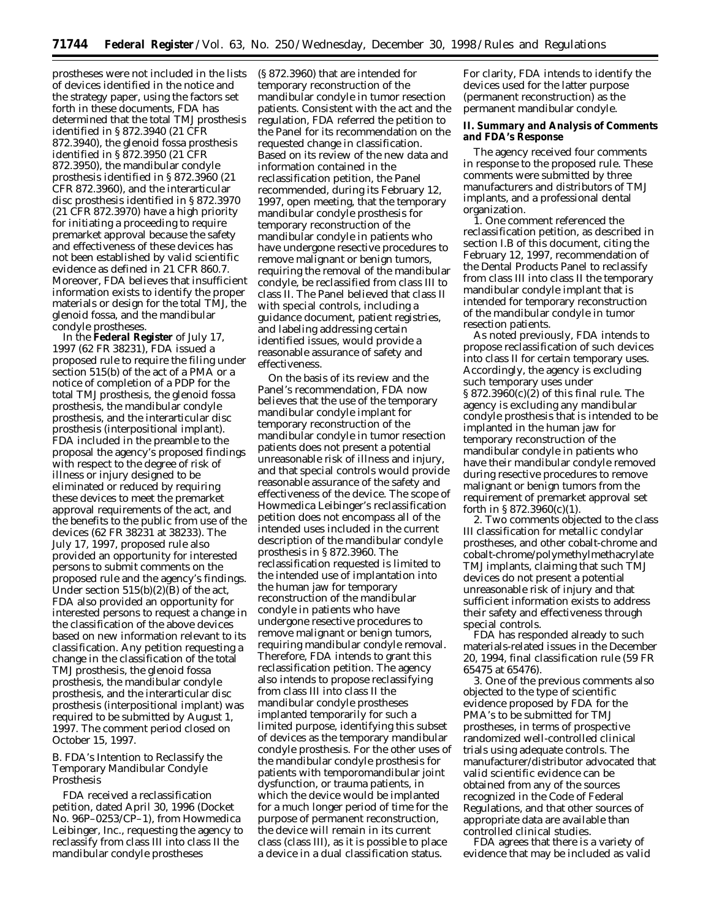prostheses were not included in the lists of devices identified in the notice and the strategy paper, using the factors set forth in these documents, FDA has determined that the total TMJ prosthesis identified in § 872.3940 (21 CFR 872.3940), the glenoid fossa prosthesis identified in § 872.3950 (21 CFR 872.3950), the mandibular condyle prosthesis identified in § 872.3960 (21 CFR 872.3960), and the interarticular disc prosthesis identified in § 872.3970 (21 CFR 872.3970) have a high priority for initiating a proceeding to require premarket approval because the safety and effectiveness of these devices has not been established by valid scientific evidence as defined in 21 CFR 860.7. Moreover, FDA believes that insufficient information exists to identify the proper materials or design for the total TMJ, the glenoid fossa, and the mandibular condyle prostheses.

In the **Federal Register** of July 17, 1997 (62 FR 38231), FDA issued a proposed rule to require the filing under section 515(b) of the act of a PMA or a notice of completion of a PDP for the total TMJ prosthesis, the glenoid fossa prosthesis, the mandibular condyle prosthesis, and the interarticular disc prosthesis (interpositional implant). FDA included in the preamble to the proposal the agency's proposed findings with respect to the degree of risk of illness or injury designed to be eliminated or reduced by requiring these devices to meet the premarket approval requirements of the act, and the benefits to the public from use of the devices (62 FR 38231 at 38233). The July 17, 1997, proposed rule also provided an opportunity for interested persons to submit comments on the proposed rule and the agency's findings. Under section 515(b)(2)(B) of the act, FDA also provided an opportunity for interested persons to request a change in the classification of the above devices based on new information relevant to its classification. Any petition requesting a change in the classification of the total TMJ prosthesis, the glenoid fossa prosthesis, the mandibular condyle prosthesis, and the interarticular disc prosthesis (interpositional implant) was required to be submitted by August 1, 1997. The comment period closed on October 15, 1997.

*B. FDA's Intention to Reclassify the Temporary Mandibular Condyle Prosthesis*

FDA received a reclassification petition, dated April 30, 1996 (Docket No. 96P–0253/CP–1), from Howmedica Leibinger, Inc., requesting the agency to reclassify from class III into class II the mandibular condyle prostheses (§ 872.3960) that are intended for temporary reconstruction of the mandibular condyle in tumor resection patients. Consistent with the act and the regulation, FDA referred the petition to the Panel for its recommendation on the requested change in classification. Based on its review of the new data and information contained in the reclassification petition, the Panel recommended, during its February 12, 1997, open meeting, that the temporary mandibular condyle prosthesis for temporary reconstruction of the mandibular condyle in patients who have undergone resective procedures to remove malignant or benign tumors, requiring the removal of the mandibular condyle, be reclassified from class III to class II. The Panel believed that class II with special controls, including a guidance document, patient registries, and labeling addressing certain identified issues, would provide a reasonable assurance of safety and effectiveness.

On the basis of its review and the Panel's recommendation, FDA now believes that the use of the temporary mandibular condyle implant for temporary reconstruction of the mandibular condyle in tumor resection patients does not present a potential unreasonable risk of illness and injury, and that special controls would provide reasonable assurance of the safety and effectiveness of the device. The scope of Howmedica Leibinger's reclassification petition does not encompass all of the intended uses included in the current description of the mandibular condyle prosthesis in § 872.3960. The reclassification requested is limited to the intended use of implantation into the human jaw for temporary reconstruction of the mandibular condyle in patients who have undergone resective procedures to remove malignant or benign tumors, requiring mandibular condyle removal. Therefore, FDA intends to grant this reclassification petition. The agency also intends to propose reclassifying from class III into class II the mandibular condyle prostheses implanted temporarily for such a limited purpose, identifying this subset of devices as the temporary mandibular condyle prosthesis. For the other uses of the mandibular condyle prosthesis for patients with temporomandibular joint dysfunction, or trauma patients, in which the device would be implanted for a much longer period of time for the purpose of permanent reconstruction, the device will remain in its current class (class III), as it is possible to place a device in a dual classification status. For clarity, FDA intends to identify the devices used for the latter purpose (permanent reconstruction) as the permanent mandibular condyle.

## II. Summary and Analysis of Comments and FDA's Response

The agency received four comments in response to the proposed rule. These comments were submitted by three manufacturers and distributors of TMJ implants, and a professional dental organization.

1. One comment referenced the reclassification petition, as described in section I.B of this document, citing the February 12, 1997, recommendation of the Dental Products Panel to reclassify from class III into class II the temporary mandibular condyle implant that is intended for temporary reconstruction of the mandibular condyle in tumor resection patients.

As noted previously, FDA intends to propose reclassification of such devices into class II for certain temporary uses. Accordingly, the agency is excluding such temporary uses under § 872.3960(c)(2) of this final rule. The agency is excluding any mandibular condyle prosthesis that is intended to be implanted in the human jaw for temporary reconstruction of the mandibular condyle in patients who have their mandibular condyle removed during resective procedures to remove malignant or benign tumors from the requirement of premarket approval set forth in § 872.3960(c)(1).

2. Two comments objected to the class III classification for metallic condylar prostheses, and other cobalt-chrome and cobalt-chrome/polymethylmethacrylate TMJ implants, claiming that such TMJ devices do not present a potential unreasonable risk of injury and that sufficient information exists to address their safety and effectiveness through special controls.

FDA has responded already to such materials-related issues in the December 20, 1994, final classification rule (59 FR 65475 at 65476).

3. One of the previous comments also objected to the type of scientific evidence proposed by FDA for the PMA's to be submitted for TMJ prostheses, in terms of prospective randomized well-controlled clinical trials using adequate controls. The manufacturer/distributor advocated that valid scientific evidence can be obtained from any of the sources recognized in the Code of Federal Regulations, and that other sources of appropriate data are available than controlled clinical studies.

FDA agrees that there is a variety of evidence that may be included as valid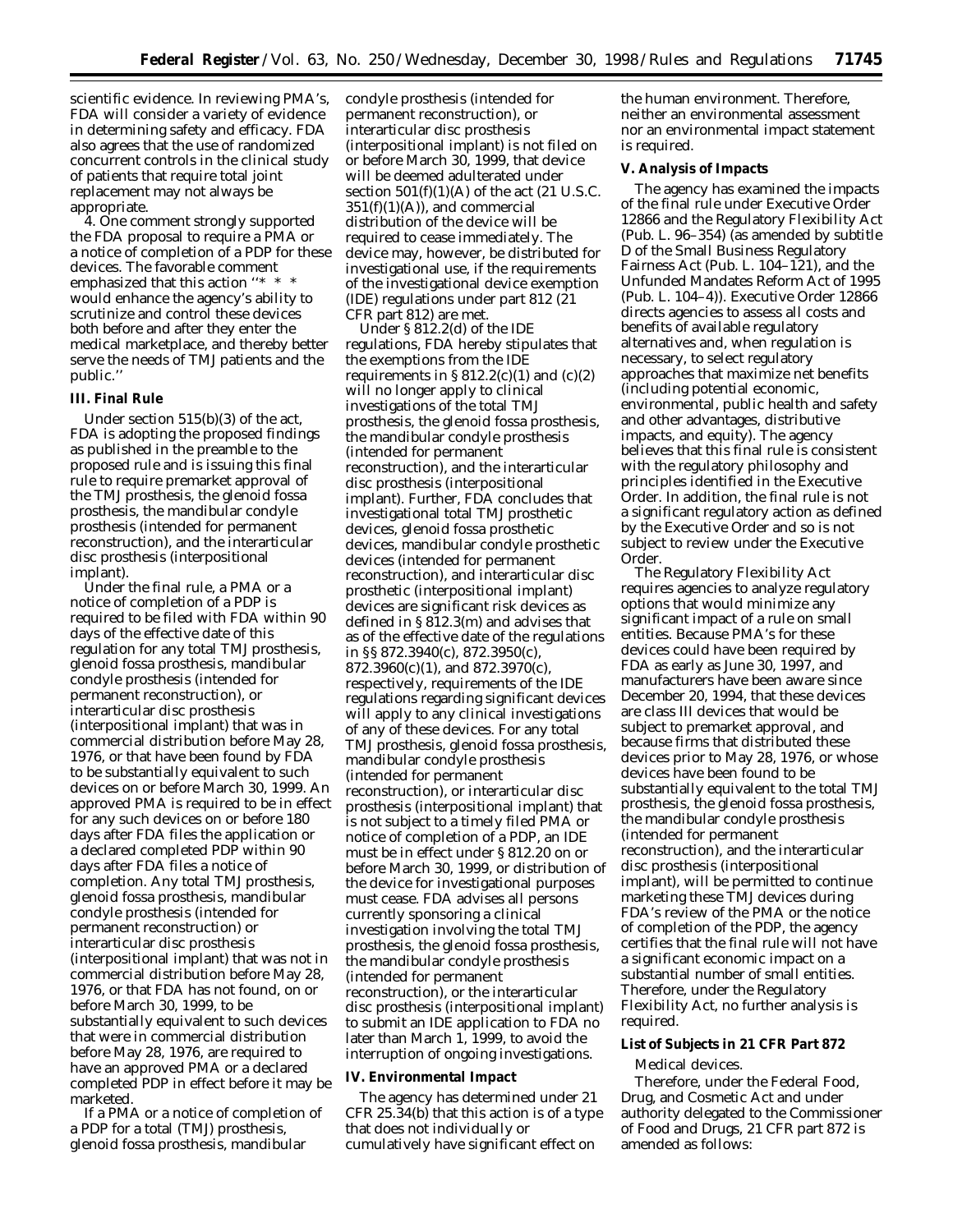scientific evidence. In reviewing PMA's, FDA will consider a variety of evidence in determining safety and efficacy. FDA also agrees that the use of randomized concurrent controls in the clinical study of patients that require total joint replacement may not always be appropriate.

4. One comment strongly supported the FDA proposal to require a PMA or a notice of completion of a PDP for these devices. The favorable comment emphasized that this action ''* * * would enhance the agency's ability to scrutinize and control these devices both before and after they enter the medical marketplace, and thereby better serve the needs of TMJ patients and the public.''

**III. Final Rule**

Under section 515(b)(3) of the act, FDA is adopting the proposed findings as published in the preamble to the proposed rule and is issuing this final rule to require premarket approval of the TMJ prosthesis, the glenoid fossa prosthesis, the mandibular condyle prosthesis (intended for permanent reconstruction), and the interarticular disc prosthesis (interpositional implant).

Under the final rule, a PMA or a notice of completion of a PDP is required to be filed with FDA within 90 days of the effective date of this regulation for any total TMJ prosthesis, glenoid fossa prosthesis, mandibular condyle prosthesis (intended for permanent reconstruction), or interarticular disc prosthesis (interpositional implant) that was in commercial distribution before May 28, 1976, or that have been found by FDA to be substantially equivalent to such devices on or before March 30, 1999. An approved PMA is required to be in effect for any such devices on or before 180 days after FDA files the application or a declared completed PDP within 90 days after FDA files a notice of completion. Any total TMJ prosthesis, glenoid fossa prosthesis, mandibular condyle prosthesis (intended for permanent reconstruction) or interarticular disc prosthesis (interpositional implant) that was not in commercial distribution before May 28, 1976, or that FDA has not found, on or before March 30, 1999, to be substantially equivalent to such devices that were in commercial distribution before May 28, 1976, are required to have an approved PMA or a declared completed PDP in effect before it may be marketed.

If a PMA or a notice of completion of a PDP for a total (TMJ) prosthesis, glenoid fossa prosthesis, mandibular condyle prosthesis (intended for permanent reconstruction), or interarticular disc prosthesis (interpositional implant) is not filed on or before March 30, 1999, that device will be deemed adulterated under section 501(f)(1)(A) of the act (21 U.S.C. 351(f)(1)(A)), and commercial distribution of the device will be required to cease immediately. The device may, however, be distributed for investigational use, if the requirements of the investigational device exemption (IDE) regulations under part 812 (21 CFR part 812) are met.

Under § 812.2(d) of the IDE regulations, FDA hereby stipulates that the exemptions from the IDE requirements in § 812.2(c)(1) and (c)(2) will no longer apply to clinical investigations of the total TMJ prosthesis, the glenoid fossa prosthesis, the mandibular condyle prosthesis (intended for permanent reconstruction), and the interarticular disc prosthesis (interpositional implant). Further, FDA concludes that investigational total TMJ prosthetic devices, glenoid fossa prosthetic devices, mandibular condyle prosthetic devices (intended for permanent reconstruction), and interarticular disc prosthetic (interpositional implant) devices are significant risk devices as defined in § 812.3(m) and advises that as of the effective date of the regulations in §§ 872.3940(c), 872.3950(c), 872.3960(c)(1), and 872.3970(c), respectively, requirements of the IDE regulations regarding significant devices will apply to any clinical investigations of any of these devices. For any total TMJ prosthesis, glenoid fossa prosthesis, mandibular condyle prosthesis (intended for permanent reconstruction), or interarticular disc prosthesis (interpositional implant) that is not subject to a timely filed PMA or notice of completion of a PDP, an IDE must be in effect under § 812.20 on or before March 30, 1999, or distribution of the device for investigational purposes must cease. FDA advises all persons currently sponsoring a clinical investigation involving the total TMJ prosthesis, the glenoid fossa prosthesis, the mandibular condyle prosthesis (intended for permanent reconstruction), or the interarticular disc prosthesis (interpositional implant) to submit an IDE application to FDA no later than March 1, 1999, to avoid the interruption of ongoing investigations.

**IV. Environmental Impact**

The agency has determined under 21 CFR 25.34(b) that this action is of a type that does not individually or cumulatively have significant effect on the human environment. Therefore, neither an environmental assessment nor an environmental impact statement is required.

**V. Analysis of Impacts**

The agency has examined the impacts of the final rule under Executive Order 12866 and the Regulatory Flexibility Act (Pub. L. 96–354) (as amended by subtitle D of the Small Business Regulatory Fairness Act (Pub. L. 104–121), and the Unfunded Mandates Reform Act of 1995 (Pub. L. 104–4)). Executive Order 12866 directs agencies to assess all costs and benefits of available regulatory alternatives and, when regulation is necessary, to select regulatory approaches that maximize net benefits (including potential economic, environmental, public health and safety and other advantages, distributive impacts, and equity). The agency believes that this final rule is consistent with the regulatory philosophy and principles identified in the Executive Order. In addition, the final rule is not a significant regulatory action as defined by the Executive Order and so is not subject to review under the Executive Order.

The Regulatory Flexibility Act requires agencies to analyze regulatory options that would minimize any significant impact of a rule on small entities. Because PMA's for these devices could have been required by FDA as early as June 30, 1997, and manufacturers have been aware since December 20, 1994, that these devices are class III devices that would be subject to premarket approval, and because firms that distributed these devices prior to May 28, 1976, or whose devices have been found to be substantially equivalent to the total TMJ prosthesis, the glenoid fossa prosthesis, the mandibular condyle prosthesis (intended for permanent reconstruction), and the interarticular disc prosthesis (interpositional implant), will be permitted to continue marketing these TMJ devices during FDA's review of the PMA or the notice of completion of the PDP, the agency certifies that the final rule will not have a significant economic impact on a substantial number of small entities. Therefore, under the Regulatory Flexibility Act, no further analysis is required.

**List of Subjects in 21 CFR Part 872**

Medical devices.

Therefore, under the Federal Food, Drug, and Cosmetic Act and under authority delegated to the Commissioner of Food and Drugs, 21 CFR part 872 is amended as follows: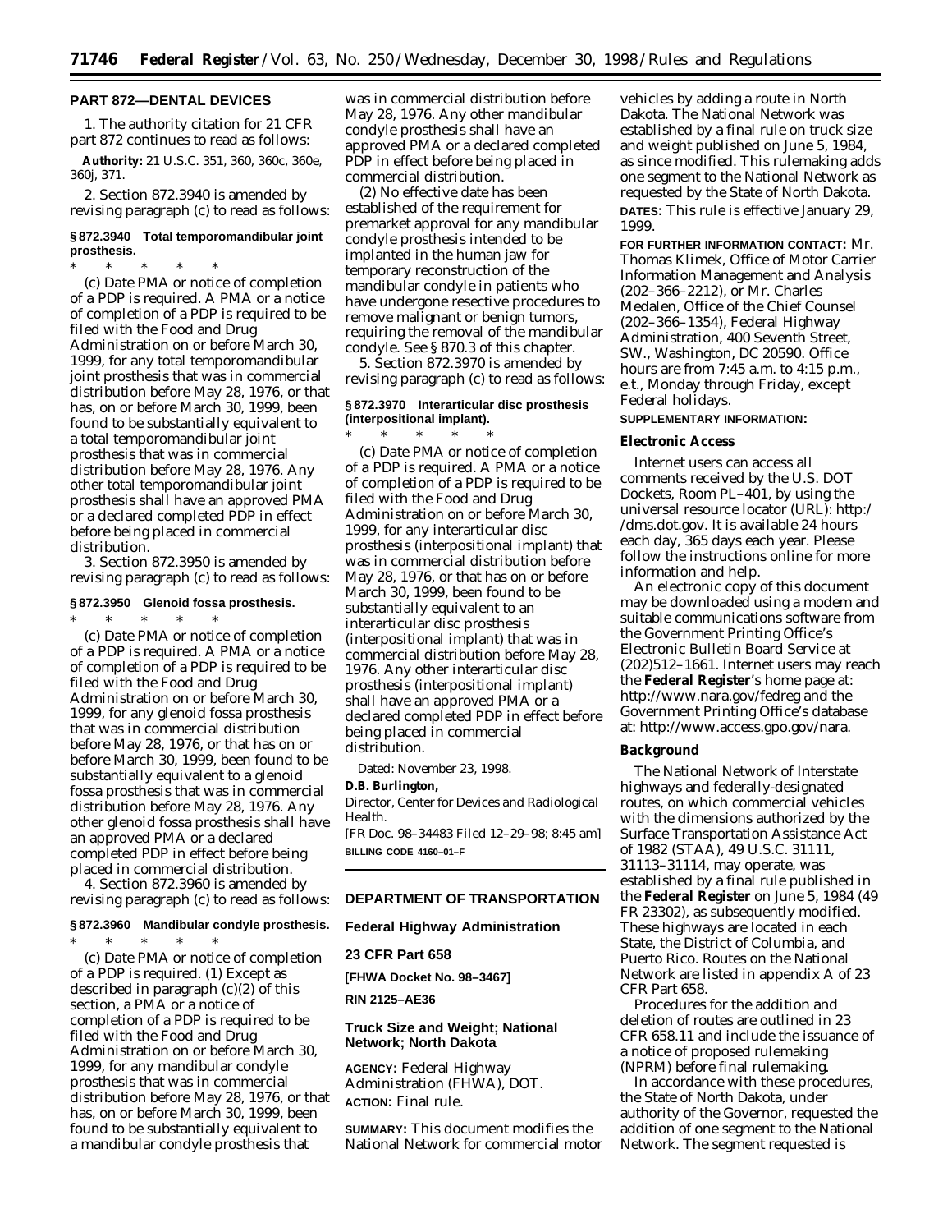## PART 872—DENTAL DEVICES

1. The authority citation for 21 CFR part 872 continues to read as follows:

**Authority:** 21 U.S.C. 351, 360, 360c, 360e, 360j, 371.

2. Section 872.3940 is amended by revising paragraph (c) to read as follows:

### § 872.3940 Total temporomandibular joint prosthesis.

\* \* \* \* \*

(c) Date PMA or notice of completion of a PDP is required. A PMA or a notice of completion of a PDP is required to be filed with the Food and Drug Administration on or before March 30, 1999, for any total temporomandibular joint prosthesis that was in commercial distribution before May 28, 1976, or that has, on or before March 30, 1999, been found to be substantially equivalent to a total temporomandibular joint prosthesis that was in commercial distribution before May 28, 1976. Any other total temporomandibular joint prosthesis shall have an approved PMA or a declared completed PDP in effect before being placed in commercial distribution.

3. Section 872.3950 is amended by revising paragraph (c) to read as follows:

### § 872.3950 Glenoid fossa prosthesis.

\* \* \* \* \*

(c) Date PMA or notice of completion of a PDP is required. A PMA or a notice of completion of a PDP is required to be filed with the Food and Drug Administration on or before March 30, 1999, for any glenoid fossa prosthesis that was in commercial distribution before May 28, 1976, or that has on or before March 30, 1999, been found to be substantially equivalent to a glenoid fossa prosthesis that was in commercial distribution before May 28, 1976. Any other glenoid fossa prosthesis shall have an approved PMA or a declared completed PDP in effect before being placed in commercial distribution.

4. Section 872.3960 is amended by revising paragraph (c) to read as follows:

### § 872.3960 Mandibular condyle prosthesis.

\* \* \* \* \*

(c) Date PMA or notice of completion of a PDP is required. (1) Except as described in paragraph (c)(2) of this section, a PMA or a notice of completion of a PDP is required to be filed with the Food and Drug Administration on or before March 30, 1999, for any mandibular condyle prosthesis that was in commercial distribution before May 28, 1976, or that has, on or before March 30, 1999, been found to be substantially equivalent to a mandibular condyle prosthesis that was in commercial distribution before May 28, 1976. Any other mandibular condyle prosthesis shall have an approved PMA or a declared completed PDP in effect before being placed in commercial distribution.

(2) No effective date has been established of the requirement for premarket approval for any mandibular condyle prosthesis intended to be implanted in the human jaw for temporary reconstruction of the mandibular condyle in patients who have undergone resective procedures to remove malignant or benign tumors, requiring the removal of the mandibular condyle. See § 870.3 of this chapter.

5. Section 872.3970 is amended by revising paragraph (c) to read as follows:

### § 872.3970 Interarticular disc prosthesis (interpositional implant).

\* \* \* \* \*

(c) Date PMA or notice of completion of a PDP is required. A PMA or a notice of completion of a PDP is required to be filed with the Food and Drug Administration on or before March 30, 1999, for any interarticular disc prosthesis (interpositional implant) that was in commercial distribution before May 28, 1976, or that has on or before March 30, 1999, been found to be substantially equivalent to an interarticular disc prosthesis (interpositional implant) that was in commercial distribution before May 28, 1976. Any other interarticular disc prosthesis (interpositional implant) shall have an approved PMA or a declared completed PDP in effect before being placed in commercial distribution.

Dated: November 23, 1998.

**D.B. Burlington,**

*Director, Center for Devices and Radiological Health.*

[FR Doc. 98–34483 Filed 12–29–98; 8:45 am]

**BILLING CODE 4160–01–F**

---

## DEPARTMENT OF TRANSPORTATION

### Federal Highway Administration

### 23 CFR Part 658

**[FHWA Docket No. 98–3467]**

**RIN 2125–AE36**

### Truck Size and Weight; National Network; North Dakota

**AGENCY:** Federal Highway Administration (FHWA), DOT.

**ACTION:** Final rule.

**SUMMARY:** This document modifies the National Network for commercial motor vehicles by adding a route in North Dakota. The National Network was established by a final rule on truck size and weight published on June 5, 1984, as since modified. This rulemaking adds one segment to the National Network as requested by the State of North Dakota.

**DATES:** This rule is effective January 29, 1999.

**FOR FURTHER INFORMATION CONTACT:** Mr. Thomas Klimek, Office of Motor Carrier Information Management and Analysis (202–366–2212), or Mr. Charles Medalen, Office of the Chief Counsel (202–366–1354), Federal Highway Administration, 400 Seventh Street, SW., Washington, DC 20590. Office hours are from 7:45 a.m. to 4:15 p.m., e.t., Monday through Friday, except Federal holidays.

**SUPPLEMENTARY INFORMATION:**

#### Electronic Access

Internet users can access all comments received by the U.S. DOT Dockets, Room PL–401, by using the universal resource locator (URL): http://dms.dot.gov. It is available 24 hours each day, 365 days each year. Please follow the instructions online for more information and help.

An electronic copy of this document may be downloaded using a modem and suitable communications software from the Government Printing Office's Electronic Bulletin Board Service at (202)512–1661. Internet users may reach the **Federal Register**'s home page at: http://www.nara.gov/fedreg and the Government Printing Office's database at: http://www.access.gpo.gov/nara.

#### Background

The National Network of Interstate highways and federally-designated routes, on which commercial vehicles with the dimensions authorized by the Surface Transportation Assistance Act of 1982 (STAA), 49 U.S.C. 31111, 31113–31114, may operate, was established by a final rule published in the **Federal Register** on June 5, 1984 (49 FR 23302), as subsequently modified. These highways are located in each State, the District of Columbia, and Puerto Rico. Routes on the National Network are listed in appendix A of 23 CFR Part 658.

Procedures for the addition and deletion of routes are outlined in 23 CFR 658.11 and include the issuance of a notice of proposed rulemaking (NPRM) before final rulemaking.

In accordance with these procedures, the State of North Dakota, under authority of the Governor, requested the addition of one segment to the National Network. The segment requested is